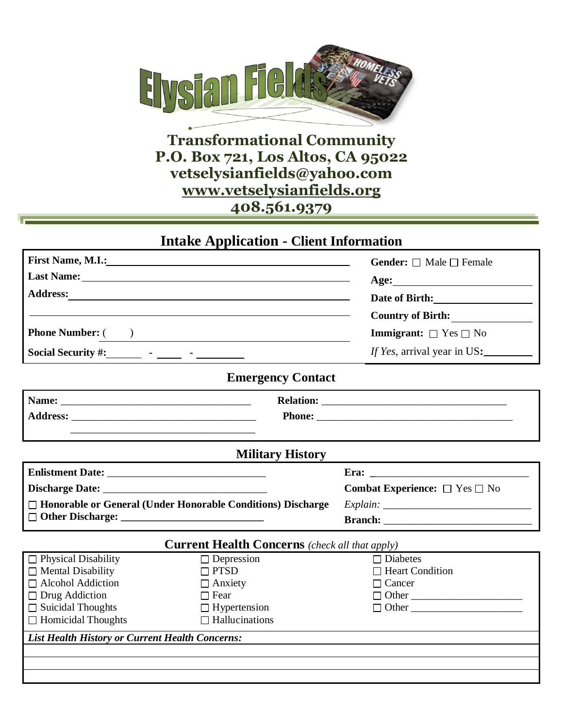# Elysian Fields

**Transformational Community**
**P.O. Box 721, Los Altos, CA 95022**
**vetselysianfields@yahoo.com**
**www.vetselysianfields.org**
**408.561.9379**

## Intake Application - Client Information

| | |
|---|---|
| **First Name, M.I.:** ______________________ | **Gender:** ☐ Male ☐ Female |
| **Last Name:** ______________________ | **Age:** ______________ |
| **Address:** ______________________ | **Date of Birth:** ______________ |
| ______________________ | **Country of Birth:** ______________ |
| **Phone Number:** (    ) ______________________ | **Immigrant:** ☐ Yes ☐ No |
| **Social Security #:** _____ - ____ - ______ | *If Yes*, arrival year in US**:** ________ |

### Emergency Contact

| | |
|---|---|
| **Name:** ______________________ | **Relation:** ______________________ |
| **Address:** ______________________ | **Phone:** ______________________ |
| ______________________ | |

### Military History

| | |
|---|---|
| **Enlistment Date:** ______________________ | **Era:** ______________________ |
| **Discharge Date:** ______________________ | **Combat Experience:** ☐ Yes ☐ No |
| ☐ **Honorable or General (Under Honorable Conditions) Discharge** | *Explain:* ______________________ |
| ☐ **Other Discharge:** ______________________ | **Branch:** ______________________ |

### Current Health Concerns *(check all that apply)*

| | | |
|---|---|---|
| ☐ Physical Disability | ☐ Depression | ☐ Diabetes |
| ☐ Mental Disability | ☐ PTSD | ☐ Heart Condition |
| ☐ Alcohol Addiction | ☐ Anxiety | ☐ Cancer |
| ☐ Drug Addiction | ☐ Fear | ☐ Other ______________ |
| ☐ Suicidal Thoughts | ☐ Hypertension | ☐ Other ______________ |
| ☐ Homicidal Thoughts | ☐ Hallucinations | |

***List Health History or Current Health Concerns:***

______________________________________________

______________________________________________

______________________________________________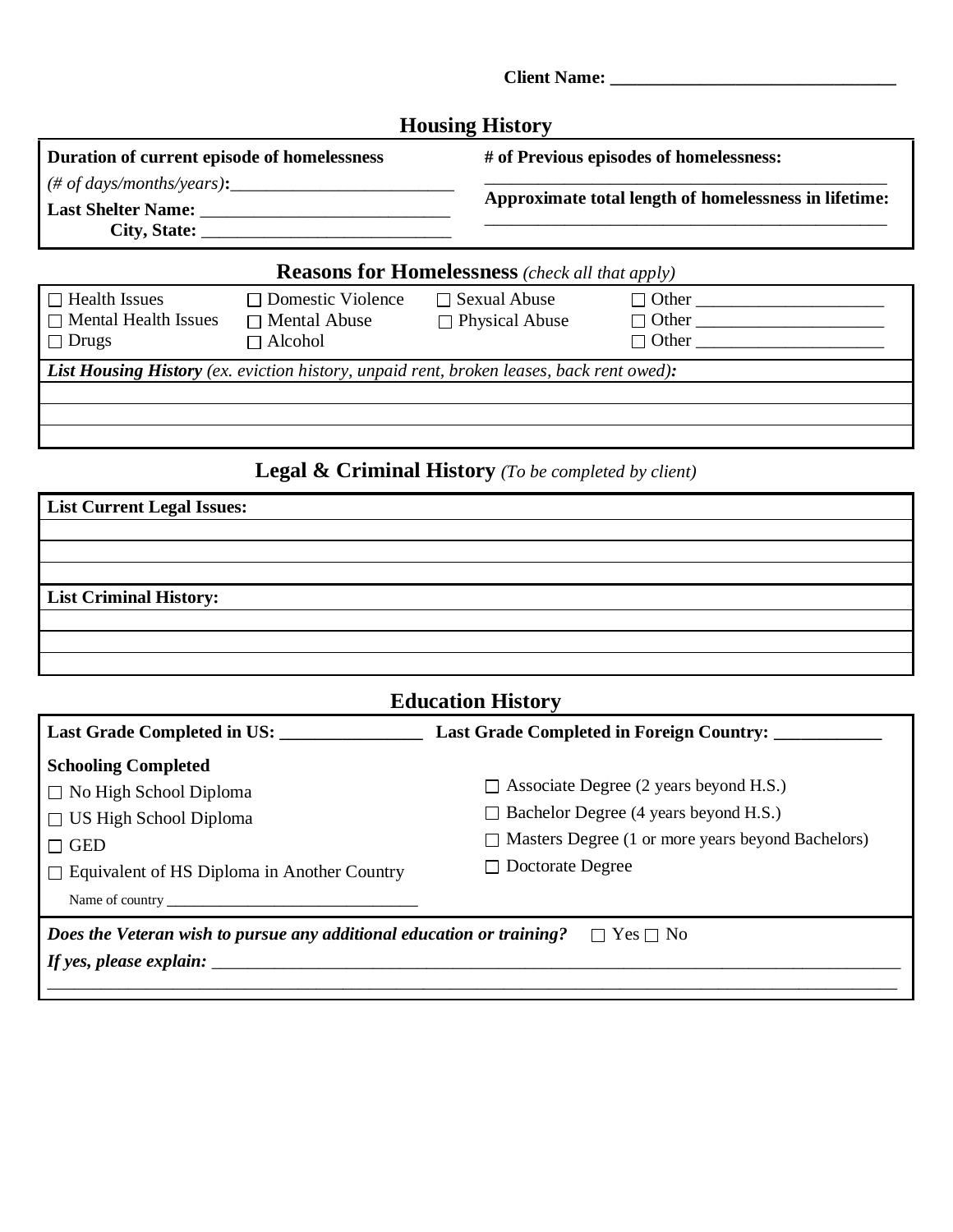**Client Name: ________________________________**

## Housing History

**Duration of current episode of homelessness**
*(# of days/months/years)*:_________________________

**Last Shelter Name:** ___________________________

**City, State:** ___________________________

**# of Previous episodes of homelessness:**
_____________________________________________

**Approximate total length of homelessness in lifetime:**
_____________________________________________

## Reasons for Homelessness *(check all that apply)*

| | | | |
|---|---|---|---|
| ☐ Health Issues | ☐ Domestic Violence | ☐ Sexual Abuse | ☐ Other ____________________ |
| ☐ Mental Health Issues | ☐ Mental Abuse | ☐ Physical Abuse | ☐ Other ____________________ |
| ☐ Drugs | ☐ Alcohol | | ☐ Other ____________________ |

***List Housing History*** *(ex. eviction history, unpaid rent, broken leases, back rent owed)*:

_____________________________________________

_____________________________________________

_____________________________________________

## Legal & Criminal History *(To be completed by client)*

**List Current Legal Issues:**

_____________________________________________

_____________________________________________

_____________________________________________

**List Criminal History:**

_____________________________________________

_____________________________________________

_____________________________________________

## Education History

**Last Grade Completed in US: _______________** **Last Grade Completed in Foreign Country: ___________**

**Schooling Completed**

- ☐ No High School Diploma
- ☐ US High School Diploma
- ☐ GED
- ☐ Equivalent of HS Diploma in Another Country
  Name of country ________________________________
- ☐ Associate Degree (2 years beyond H.S.)
- ☐ Bachelor Degree (4 years beyond H.S.)
- ☐ Masters Degree (1 or more years beyond Bachelors)
- ☐ Doctorate Degree

***Does the Veteran wish to pursue any additional education or training?*** ☐ Yes ☐ No

***If yes, please explain:*** ______________________________________________________________

_____________________________________________________________________________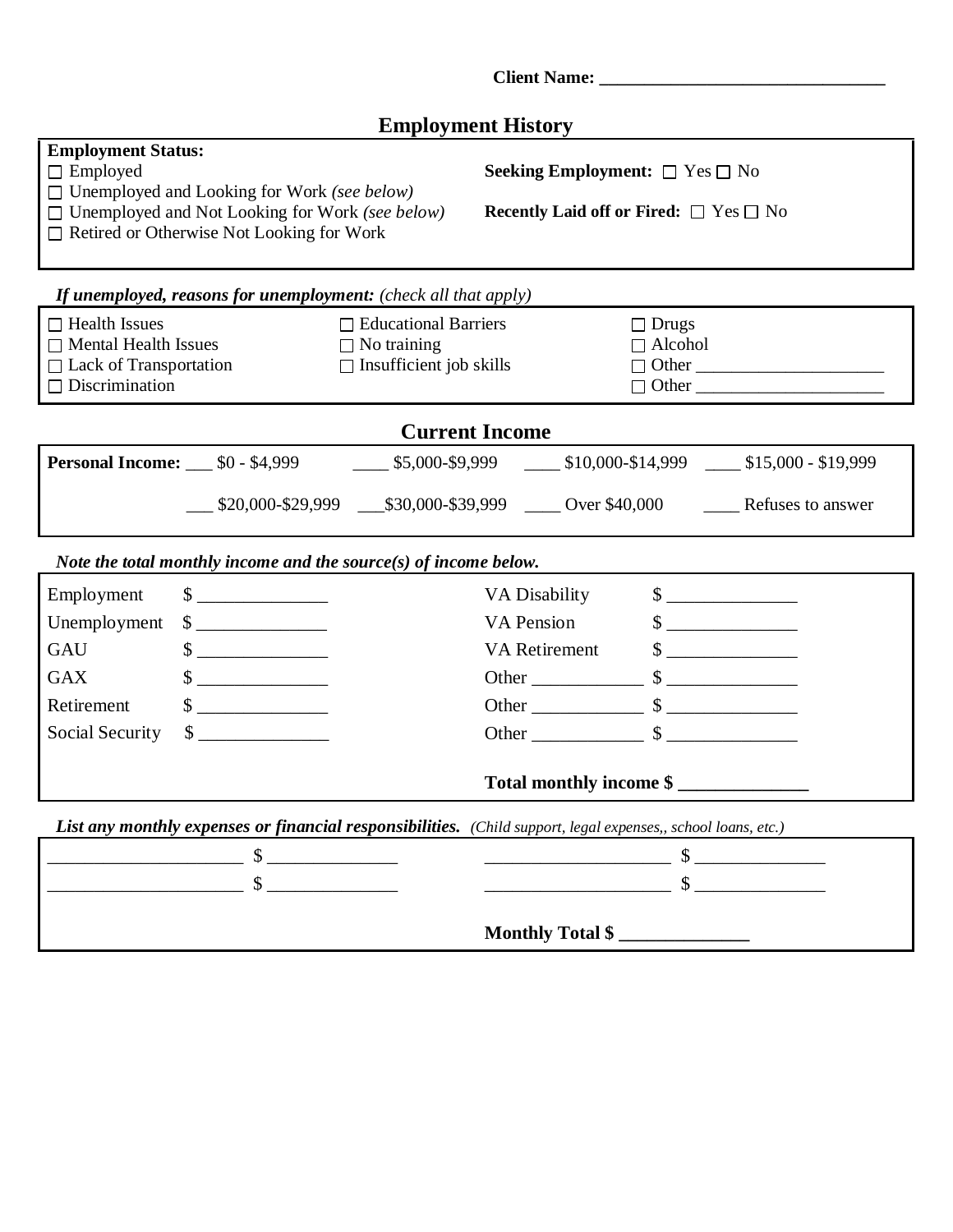**Client Name: \_\_\_\_\_\_\_\_\_\_\_\_\_\_\_\_\_\_\_\_\_\_\_\_\_\_\_\_\_\_\_\_**

## Employment History

**Employment Status:**

- ☐ Employed
- ☐ Unemployed and Looking for Work *(see below)*
- ☐ Unemployed and Not Looking for Work *(see below)*
- ☐ Retired or Otherwise Not Looking for Work

**Seeking Employment:** ☐ Yes ☐ No

**Recently Laid off or Fired:** ☐ Yes ☐ No

***If unemployed, reasons for unemployment:*** *(check all that apply)*

| | | |
|---|---|---|
| ☐ Health Issues | ☐ Educational Barriers | ☐ Drugs |
| ☐ Mental Health Issues | ☐ No training | ☐ Alcohol |
| ☐ Lack of Transportation | ☐ Insufficient job skills | ☐ Other \_\_\_\_\_\_\_\_\_\_\_\_\_\_\_\_\_\_\_\_ |
| ☐ Discrimination | | ☐ Other \_\_\_\_\_\_\_\_\_\_\_\_\_\_\_\_\_\_\_\_ |

## Current Income

**Personal Income:** \_\_\_ $0 - $4,999 \_\_\_\_ $5,000-$9,999 \_\_\_\_ $10,000-$14,999 \_\_\_\_ $15,000 - $19,999

\_\_\_ $20,000-$29,999 \_\_\_$30,000-$39,999 \_\_\_\_ Over $40,000 \_\_\_\_ Refuses to answer

***Note the total monthly income and the source(s) of income below.***

| | | | |
|---|---|---|---|
| Employment | $ \_\_\_\_\_\_\_\_\_\_\_\_\_\_ | VA Disability | $ \_\_\_\_\_\_\_\_\_\_\_\_\_\_ |
| Unemployment | $ \_\_\_\_\_\_\_\_\_\_\_\_\_\_ | VA Pension | $ \_\_\_\_\_\_\_\_\_\_\_\_\_\_ |
| GAU | $ \_\_\_\_\_\_\_\_\_\_\_\_\_\_ | VA Retirement | $ \_\_\_\_\_\_\_\_\_\_\_\_\_\_ |
| GAX | $ \_\_\_\_\_\_\_\_\_\_\_\_\_\_ | Other \_\_\_\_\_\_\_\_\_\_\_\_ | $ \_\_\_\_\_\_\_\_\_\_\_\_\_\_ |
| Retirement | $ \_\_\_\_\_\_\_\_\_\_\_\_\_\_ | Other \_\_\_\_\_\_\_\_\_\_\_\_ | $ \_\_\_\_\_\_\_\_\_\_\_\_\_\_ |
| Social Security | $ \_\_\_\_\_\_\_\_\_\_\_\_\_\_ | Other \_\_\_\_\_\_\_\_\_\_\_\_ | $ \_\_\_\_\_\_\_\_\_\_\_\_\_\_ |

**Total monthly income $ \_\_\_\_\_\_\_\_\_\_\_\_\_\_**

***List any monthly expenses or financial responsibilities.*** *(Child support, legal expenses,, school loans, etc.)*

| | | | |
|---|---|---|---|
| \_\_\_\_\_\_\_\_\_\_\_\_\_\_\_\_\_\_\_\_\_ | $ \_\_\_\_\_\_\_\_\_\_\_\_\_\_ | \_\_\_\_\_\_\_\_\_\_\_\_\_\_\_\_\_\_\_\_ | $ \_\_\_\_\_\_\_\_\_\_\_\_\_\_ |
| \_\_\_\_\_\_\_\_\_\_\_\_\_\_\_\_\_\_\_\_\_ | $ \_\_\_\_\_\_\_\_\_\_\_\_\_\_ | \_\_\_\_\_\_\_\_\_\_\_\_\_\_\_\_\_\_\_\_ | $ \_\_\_\_\_\_\_\_\_\_\_\_\_\_ |

**Monthly Total $ \_\_\_\_\_\_\_\_\_\_\_\_\_\_**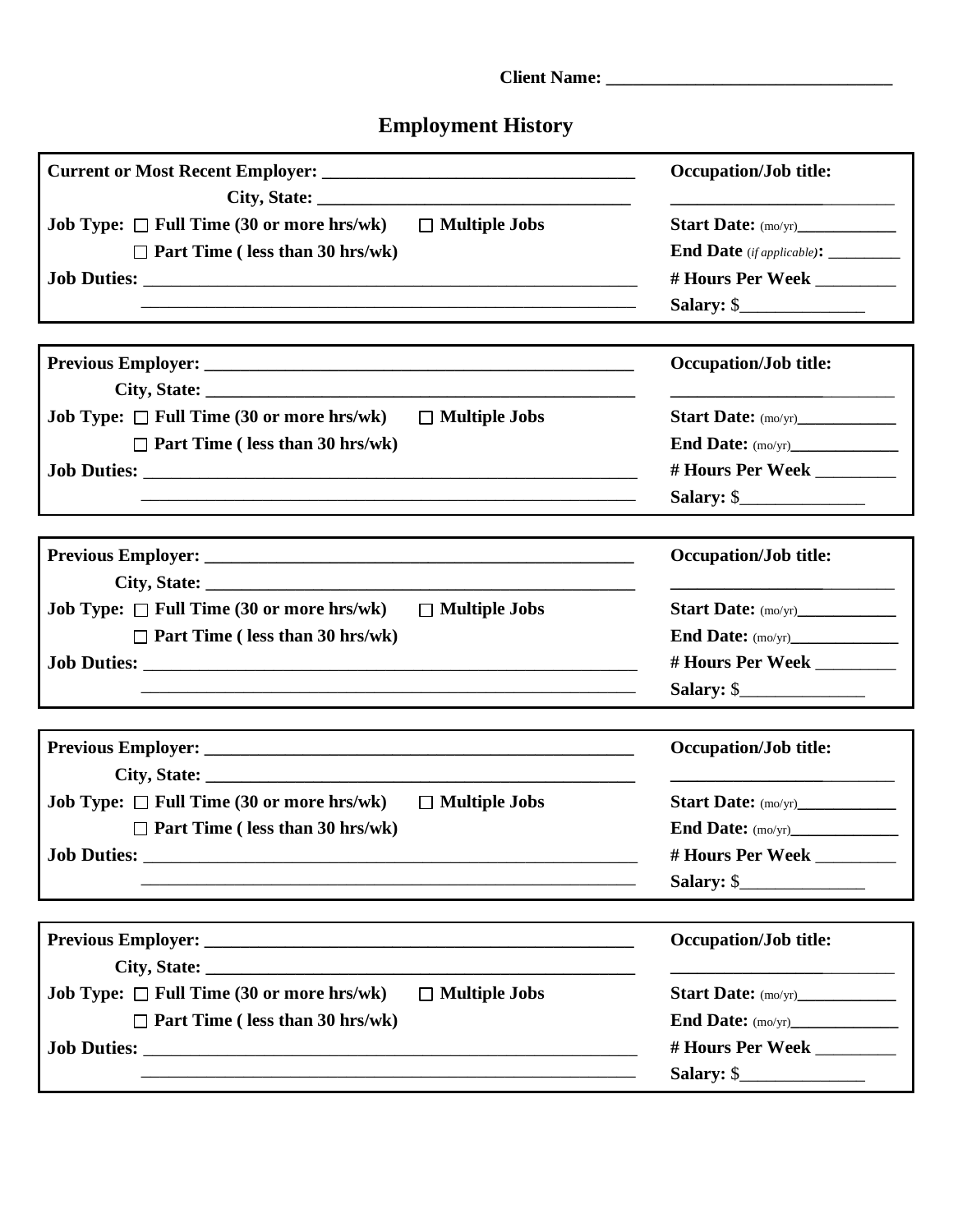Client Name: ______________________________

## Employment History

**Current or Most Recent Employer:** ______________________________

**City, State:** ______________________________

**Job Type:** ☐ **Full Time (30 or more hrs/wk)** ☐ **Multiple Jobs**

☐ **Part Time ( less than 30 hrs/wk)**

**Job Duties:** ______________________________

______________________________

**Occupation/Job title:** ______________________________

**Start Date:** (mo/yr)____________

**End Date** (*if applicable*)**:** _________

**# Hours Per Week** _________

**Salary:** $______________

---

**Previous Employer:** ______________________________

**City, State:** ______________________________

**Job Type:** ☐ **Full Time (30 or more hrs/wk)** ☐ **Multiple Jobs**

☐ **Part Time ( less than 30 hrs/wk)**

**Job Duties:** ______________________________

______________________________

**Occupation/Job title:** ______________________________

**Start Date:** (mo/yr)____________

**End Date:** (mo/yr)____________

**# Hours Per Week** _________

**Salary:** $______________

---

**Previous Employer:** ______________________________

**City, State:** ______________________________

**Job Type:** ☐ **Full Time (30 or more hrs/wk)** ☐ **Multiple Jobs**

☐ **Part Time ( less than 30 hrs/wk)**

**Job Duties:** ______________________________

______________________________

**Occupation/Job title:** ______________________________

**Start Date:** (mo/yr)____________

**End Date:** (mo/yr)____________

**# Hours Per Week** _________

**Salary:** $______________

---

**Previous Employer:** ______________________________

**City, State:** ______________________________

**Job Type:** ☐ **Full Time (30 or more hrs/wk)** ☐ **Multiple Jobs**

☐ **Part Time ( less than 30 hrs/wk)**

**Job Duties:** ______________________________

______________________________

**Occupation/Job title:** ______________________________

**Start Date:** (mo/yr)____________

**End Date:** (mo/yr)____________

**# Hours Per Week** _________

**Salary:** $______________

---

**Previous Employer:** ______________________________

**City, State:** ______________________________

**Job Type:** ☐ **Full Time (30 or more hrs/wk)** ☐ **Multiple Jobs**

☐ **Part Time ( less than 30 hrs/wk)**

**Job Duties:** ______________________________

______________________________

**Occupation/Job title:** ______________________________

**Start Date:** (mo/yr)____________

**End Date:** (mo/yr)____________

**# Hours Per Week** _________

**Salary:** $______________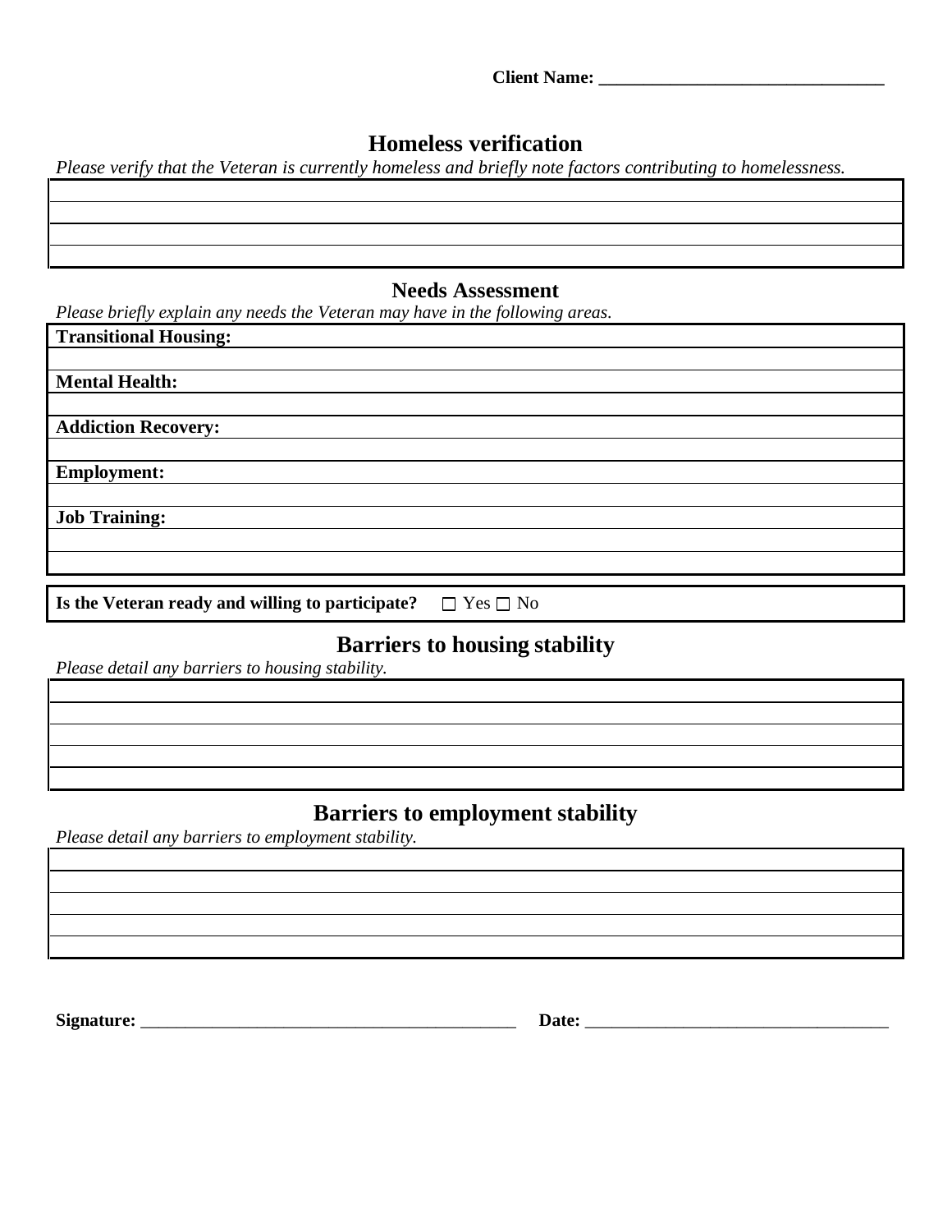**Client Name:** ________________________________

## Homeless verification

*Please verify that the Veteran is currently homeless and briefly note factors contributing to homelessness.*

| |
|---|
| |
| |
| |
| |

## Needs Assessment

*Please briefly explain any needs the Veteran may have in the following areas.*

| |
|---|
| **Transitional Housing:** |
| |
| **Mental Health:** |
| |
| **Addiction Recovery:** |
| |
| **Employment:** |
| |
| **Job Training:** |
| |
| |

**Is the Veteran ready and willing to participate?** ☐ Yes ☐ No

## Barriers to housing stability

*Please detail any barriers to housing stability.*

| |
|---|
| |
| |
| |
| |
| |

## Barriers to employment stability

*Please detail any barriers to employment stability.*

| |
|---|
| |
| |
| |
| |
| |

**Signature:** ____________________________________________ **Date:** __________________________________